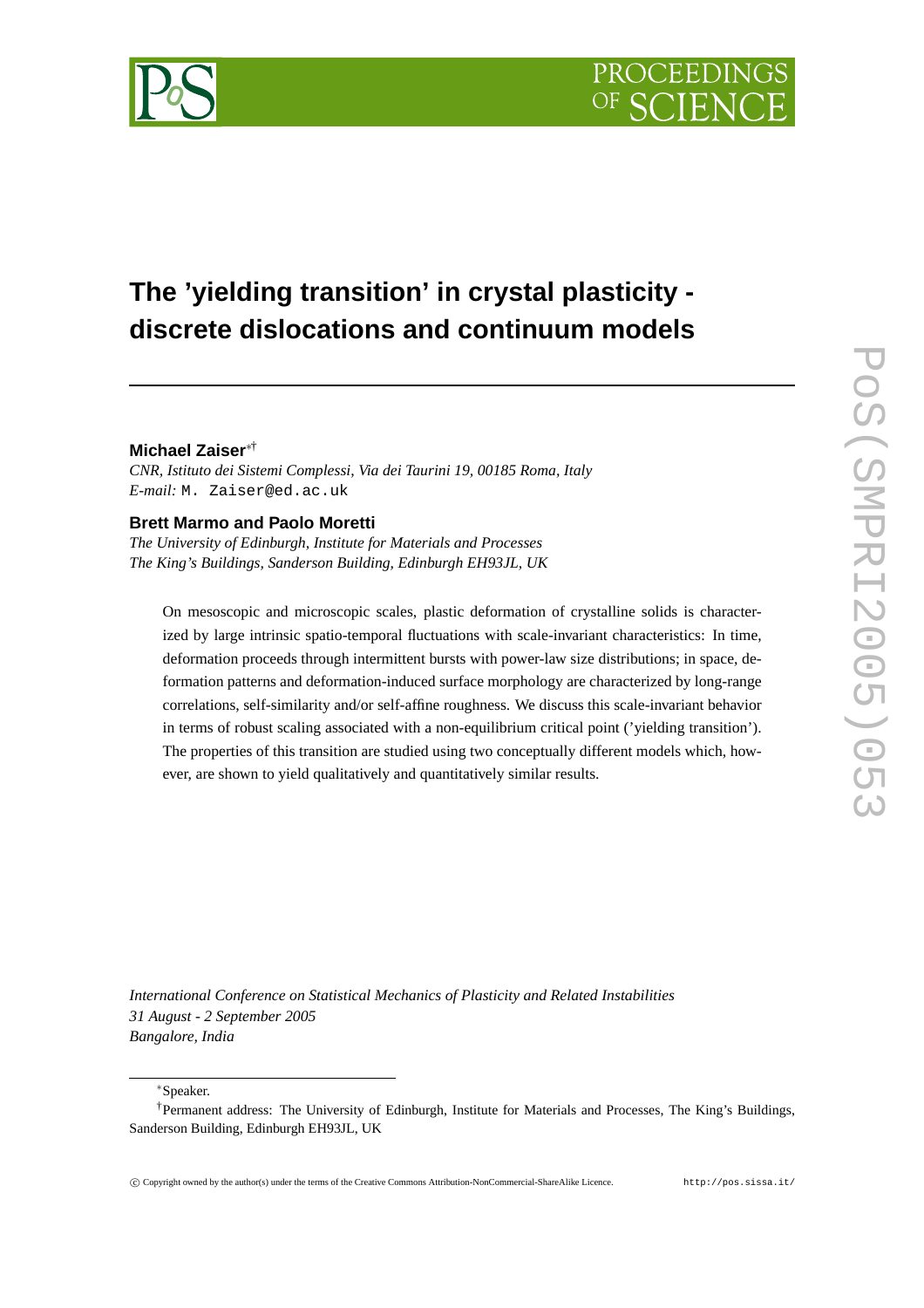# The 'yielding transition' in crystal plasticity - discrete dislocations and continuum models

**Michael Zaiser**[∗†]

*CNR, Istituto dei Sistemi Complessi, Via dei Taurini 19, 00185 Roma, Italy*
*E-mail:* `M. Zaiser@ed.ac.uk`

**Brett Marmo and Paolo Moretti**

*The University of Edinburgh, Institute for Materials and Processes*
*The King's Buildings, Sanderson Building, Edinburgh EH93JL, UK*

On mesoscopic and microscopic scales, plastic deformation of crystalline solids is characterized by large intrinsic spatio-temporal fluctuations with scale-invariant characteristics: In time, deformation proceeds through intermittent bursts with power-law size distributions; in space, deformation patterns and deformation-induced surface morphology are characterized by long-range correlations, self-similarity and/or self-affine roughness. We discuss this scale-invariant behavior in terms of robust scaling associated with a non-equilibrium critical point ('yielding transition'). The properties of this transition are studied using two conceptually different models which, however, are shown to yield qualitatively and quantitatively similar results.

*International Conference on Statistical Mechanics of Plasticity and Related Instabilities*
*31 August - 2 September 2005*
*Bangalore, India*

[∗]Speaker.

[†]Permanent address: The University of Edinburgh, Institute for Materials and Processes, The King's Buildings, Sanderson Building, Edinburgh EH93JL, UK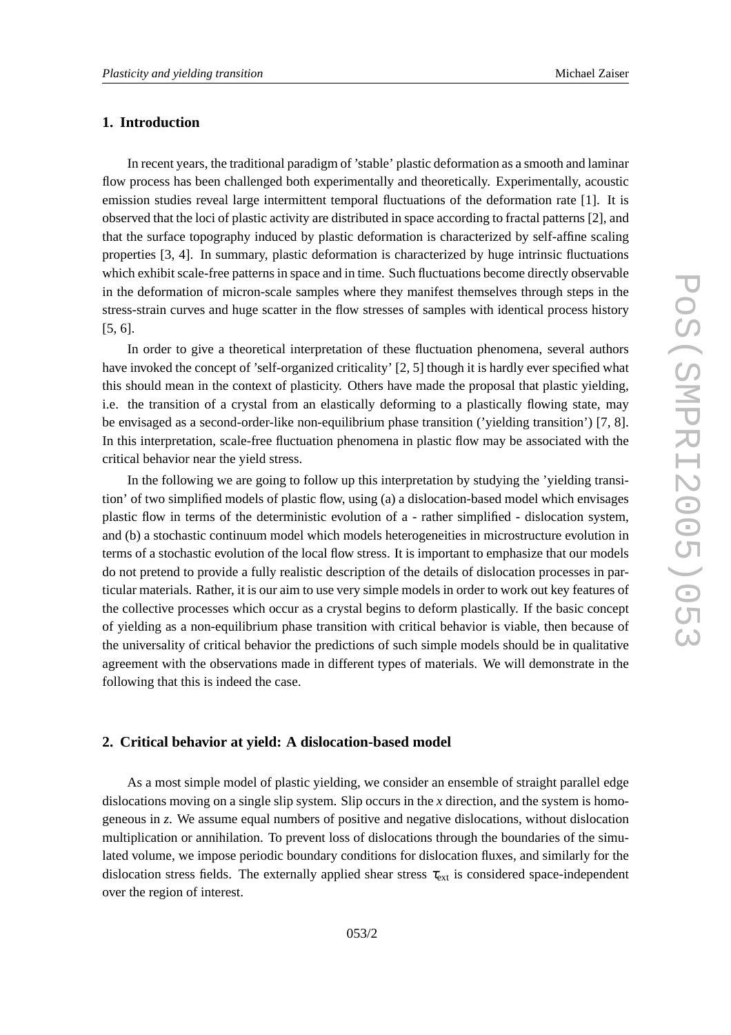## 1. Introduction

In recent years, the traditional paradigm of 'stable' plastic deformation as a smooth and laminar flow process has been challenged both experimentally and theoretically. Experimentally, acoustic emission studies reveal large intermittent temporal fluctuations of the deformation rate [1]. It is observed that the loci of plastic activity are distributed in space according to fractal patterns [2], and that the surface topography induced by plastic deformation is characterized by self-affine scaling properties [3, 4]. In summary, plastic deformation is characterized by huge intrinsic fluctuations which exhibit scale-free patterns in space and in time. Such fluctuations become directly observable in the deformation of micron-scale samples where they manifest themselves through steps in the stress-strain curves and huge scatter in the flow stresses of samples with identical process history [5, 6].

In order to give a theoretical interpretation of these fluctuation phenomena, several authors have invoked the concept of 'self-organized criticality' [2, 5] though it is hardly ever specified what this should mean in the context of plasticity. Others have made the proposal that plastic yielding, i.e. the transition of a crystal from an elastically deforming to a plastically flowing state, may be envisaged as a second-order-like non-equilibrium phase transition ('yielding transition') [7, 8]. In this interpretation, scale-free fluctuation phenomena in plastic flow may be associated with the critical behavior near the yield stress.

In the following we are going to follow up this interpretation by studying the 'yielding transition' of two simplified models of plastic flow, using (a) a dislocation-based model which envisages plastic flow in terms of the deterministic evolution of a - rather simplified - dislocation system, and (b) a stochastic continuum model which models heterogeneities in microstructure evolution in terms of a stochastic evolution of the local flow stress. It is important to emphasize that our models do not pretend to provide a fully realistic description of the details of dislocation processes in particular materials. Rather, it is our aim to use very simple models in order to work out key features of the collective processes which occur as a crystal begins to deform plastically. If the basic concept of yielding as a non-equilibrium phase transition with critical behavior is viable, then because of the universality of critical behavior the predictions of such simple models should be in qualitative agreement with the observations made in different types of materials. We will demonstrate in the following that this is indeed the case.

## 2. Critical behavior at yield: A dislocation-based model

As a most simple model of plastic yielding, we consider an ensemble of straight parallel edge dislocations moving on a single slip system. Slip occurs in the $x$ direction, and the system is homogeneous in $z$. We assume equal numbers of positive and negative dislocations, without dislocation multiplication or annihilation. To prevent loss of dislocations through the boundaries of the simulated volume, we impose periodic boundary conditions for dislocation fluxes, and similarly for the dislocation stress fields. The externally applied shear stress $\tau_{\rm ext}$ is considered space-independent over the region of interest.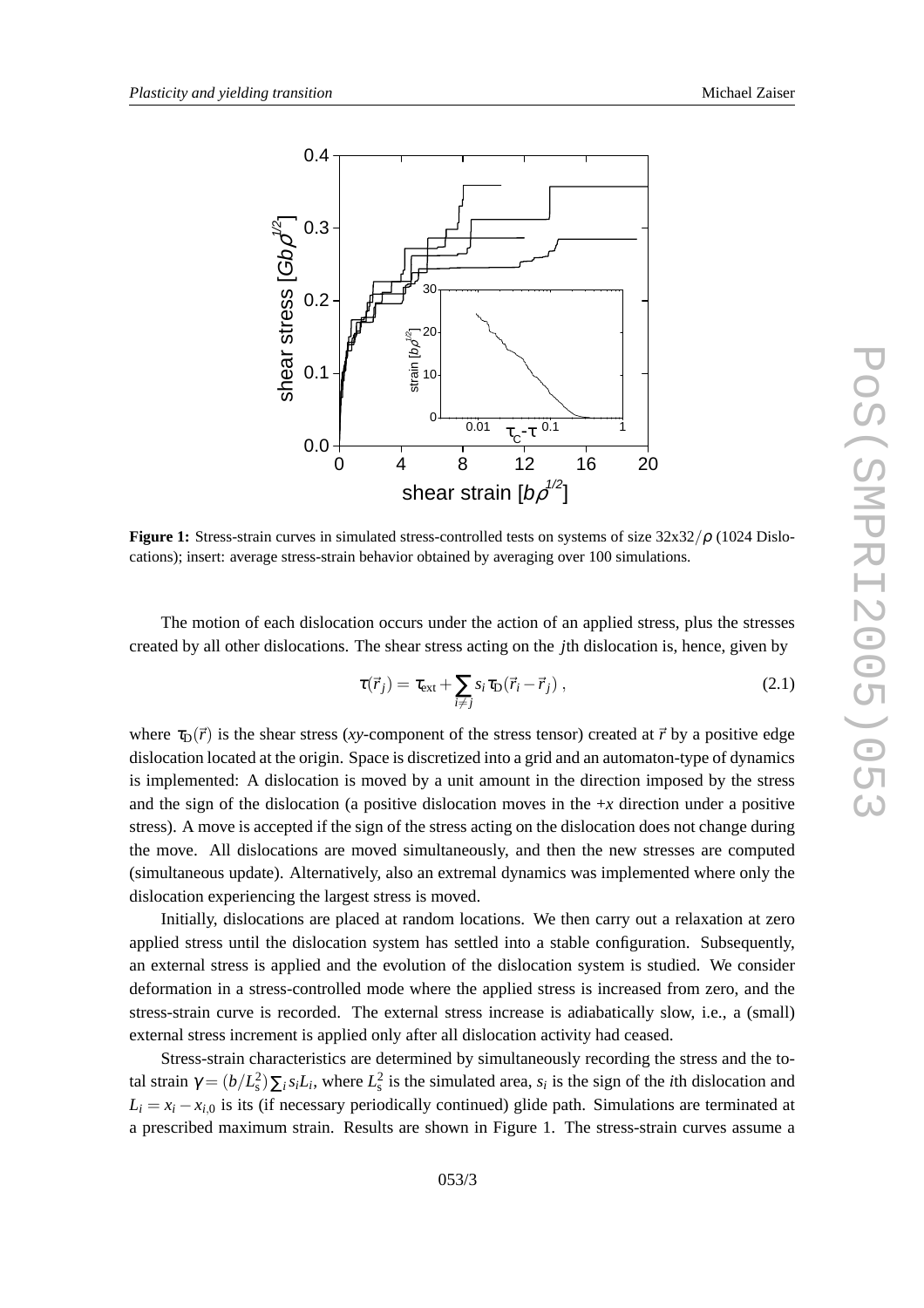**Figure 1:** Stress-strain curves in simulated stress-controlled tests on systems of size 32x32$/\rho$ (1024 Dislocations); insert: average stress-strain behavior obtained by averaging over 100 simulations.

The motion of each dislocation occurs under the action of an applied stress, plus the stresses created by all other dislocations. The shear stress acting on the $j$th dislocation is, hence, given by

$$\tau(\vec{r}_j) = \tau_{\text{ext}} + \sum_{i \neq j} s_i \tau_{\text{D}}(\vec{r}_i - \vec{r}_j)\,, \tag{2.1}$$

where $\tau_{\text{D}}(\vec{r})$ is the shear stress (*xy*-component of the stress tensor) created at $\vec{r}$ by a positive edge dislocation located at the origin. Space is discretized into a grid and an automaton-type of dynamics is implemented: A dislocation is moved by a unit amount in the direction imposed by the stress and the sign of the dislocation (a positive dislocation moves in the $+x$ direction under a positive stress). A move is accepted if the sign of the stress acting on the dislocation does not change during the move. All dislocations are moved simultaneously, and then the new stresses are computed (simultaneous update). Alternatively, also an extremal dynamics was implemented where only the dislocation experiencing the largest stress is moved.

Initially, dislocations are placed at random locations. We then carry out a relaxation at zero applied stress until the dislocation system has settled into a stable configuration. Subsequently, an external stress is applied and the evolution of the dislocation system is studied. We consider deformation in a stress-controlled mode where the applied stress is increased from zero, and the stress-strain curve is recorded. The external stress increase is adiabatically slow, i.e., a (small) external stress increment is applied only after all dislocation activity had ceased.

Stress-strain characteristics are determined by simultaneously recording the stress and the total strain $\gamma = (b/L_{\text{s}}^2)\sum_i s_i L_i$, where $L_{\text{s}}^2$ is the simulated area, $s_i$ is the sign of the $i$th dislocation and $L_i = x_i - x_{i,0}$ is its (if necessary periodically continued) glide path. Simulations are terminated at a prescribed maximum strain. Results are shown in Figure 1. The stress-strain curves assume a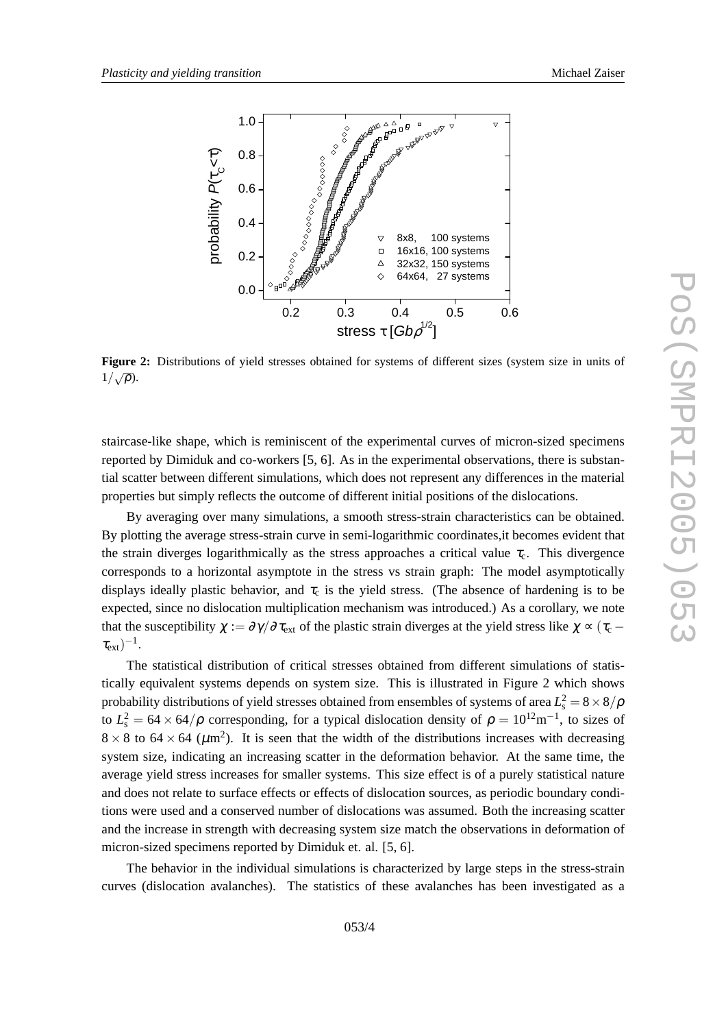**Figure 2:** Distributions of yield stresses obtained for systems of different sizes (system size in units of $1/\sqrt{\rho}$).

staircase-like shape, which is reminiscent of the experimental curves of micron-sized specimens reported by Dimiduk and co-workers [5, 6]. As in the experimental observations, there is substantial scatter between different simulations, which does not represent any differences in the material properties but simply reflects the outcome of different initial positions of the dislocations.

By averaging over many simulations, a smooth stress-strain characteristics can be obtained. By plotting the average stress-strain curve in semi-logarithmic coordinates,it becomes evident that the strain diverges logarithmically as the stress approaches a critical value $\tau_c$. This divergence corresponds to a horizontal asymptote in the stress vs strain graph: The model asymptotically displays ideally plastic behavior, and $\tau_c$ is the yield stress. (The absence of hardening is to be expected, since no dislocation multiplication mechanism was introduced.) As a corollary, we note that the susceptibility $\chi := \partial\gamma/\partial\tau_{\rm ext}$ of the plastic strain diverges at the yield stress like $\chi \propto (\tau_c - \tau_{\rm ext})^{-1}$.

The statistical distribution of critical stresses obtained from different simulations of statistically equivalent systems depends on system size. This is illustrated in Figure 2 which shows probability distributions of yield stresses obtained from ensembles of systems of area $L_s^2 = 8 \times 8/\rho$ to $L_s^2 = 64 \times 64/\rho$ corresponding, for a typical dislocation density of $\rho = 10^{12}\mathrm{m}^{-1}$, to sizes of $8 \times 8$ to $64 \times 64$ ($\mu\mathrm{m}^2$). It is seen that the width of the distributions increases with decreasing system size, indicating an increasing scatter in the deformation behavior. At the same time, the average yield stress increases for smaller systems. This size effect is of a purely statistical nature and does not relate to surface effects or effects of dislocation sources, as periodic boundary conditions were used and a conserved number of dislocations was assumed. Both the increasing scatter and the increase in strength with decreasing system size match the observations in deformation of micron-sized specimens reported by Dimiduk et. al. [5, 6].

The behavior in the individual simulations is characterized by large steps in the stress-strain curves (dislocation avalanches). The statistics of these avalanches has been investigated as a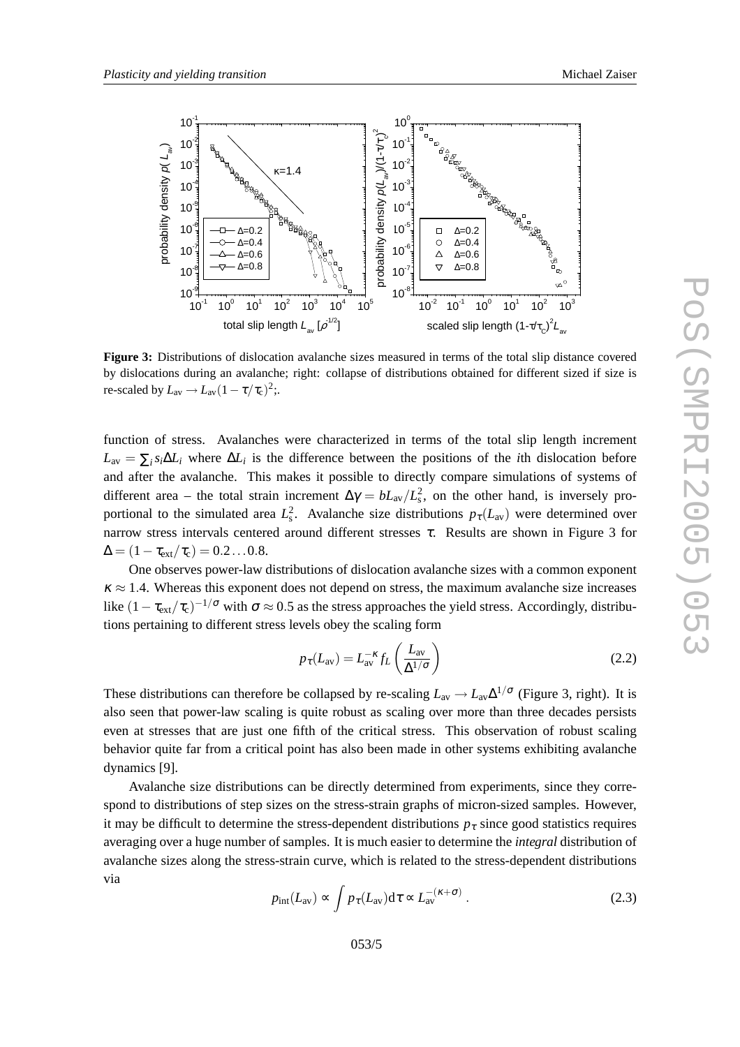**Figure 3:** Distributions of dislocation avalanche sizes measured in terms of the total slip distance covered by dislocations during an avalanche; right: collapse of distributions obtained for different sized if size is re-scaled by $L_{\rm av} \to L_{\rm av}(1-\tau/\tau_c)^2$;.

function of stress. Avalanches were characterized in terms of the total slip length increment $L_{\rm av} = \sum_i s_i \Delta L_i$ where $\Delta L_i$ is the difference between the positions of the $i$th dislocation before and after the avalanche. This makes it possible to directly compare simulations of systems of different area – the total strain increment $\Delta\gamma = bL_{\rm av}/L_{\rm s}^2$, on the other hand, is inversely proportional to the simulated area $L_{\rm s}^2$. Avalanche size distributions $p_\tau(L_{\rm av})$ were determined over narrow stress intervals centered around different stresses $\tau$. Results are shown in Figure 3 for $\Delta = (1-\tau_{\rm ext}/\tau_c) = 0.2\ldots0.8$.

One observes power-law distributions of dislocation avalanche sizes with a common exponent $\kappa \approx 1.4$. Whereas this exponent does not depend on stress, the maximum avalanche size increases like $(1-\tau_{\rm ext}/\tau_c)^{-1/\sigma}$ with $\sigma \approx 0.5$ as the stress approaches the yield stress. Accordingly, distributions pertaining to different stress levels obey the scaling form

$$p_\tau(L_{\rm av}) = L_{\rm av}^{-\kappa} f_L\left(\frac{L_{\rm av}}{\Delta^{1/\sigma}}\right) \tag{2.2}$$

These distributions can therefore be collapsed by re-scaling $L_{\rm av} \to L_{\rm av}\Delta^{1/\sigma}$ (Figure 3, right). It is also seen that power-law scaling is quite robust as scaling over more than three decades persists even at stresses that are just one fifth of the critical stress. This observation of robust scaling behavior quite far from a critical point has also been made in other systems exhibiting avalanche dynamics [9].

Avalanche size distributions can be directly determined from experiments, since they correspond to distributions of step sizes on the stress-strain graphs of micron-sized samples. However, it may be difficult to determine the stress-dependent distributions $p_\tau$ since good statistics requires averaging over a huge number of samples. It is much easier to determine the *integral* distribution of avalanche sizes along the stress-strain curve, which is related to the stress-dependent distributions via

$$p_{\rm int}(L_{\rm av}) \propto \int p_\tau(L_{\rm av}) {\rm d}\tau \propto L_{\rm av}^{-(\kappa+\sigma)}\ . \tag{2.3}$$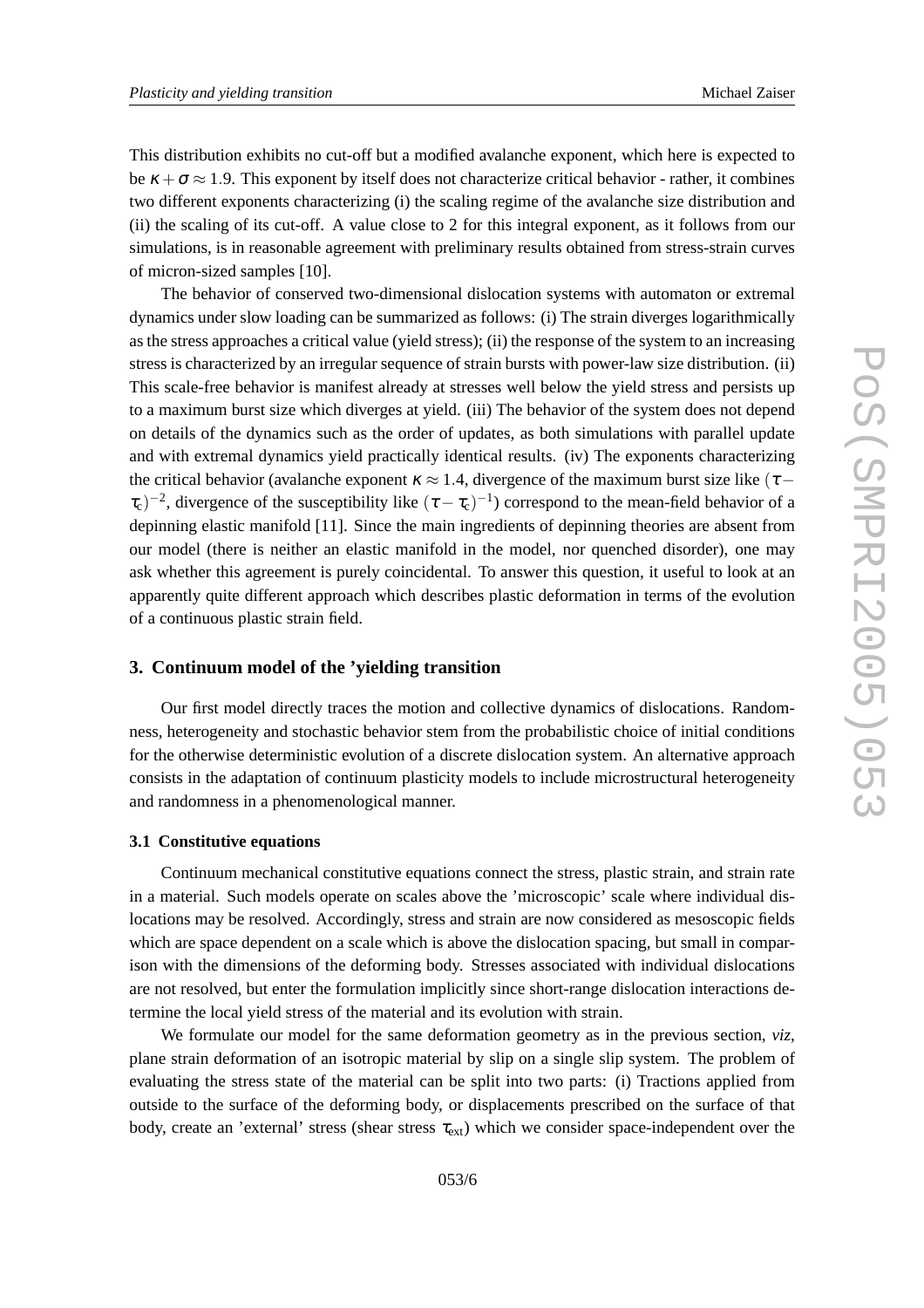This distribution exhibits no cut-off but a modified avalanche exponent, which here is expected to be $\kappa + \sigma \approx 1.9$. This exponent by itself does not characterize critical behavior - rather, it combines two different exponents characterizing (i) the scaling regime of the avalanche size distribution and (ii) the scaling of its cut-off. A value close to 2 for this integral exponent, as it follows from our simulations, is in reasonable agreement with preliminary results obtained from stress-strain curves of micron-sized samples [10].

The behavior of conserved two-dimensional dislocation systems with automaton or extremal dynamics under slow loading can be summarized as follows: (i) The strain diverges logarithmically as the stress approaches a critical value (yield stress); (ii) the response of the system to an increasing stress is characterized by an irregular sequence of strain bursts with power-law size distribution. (ii) This scale-free behavior is manifest already at stresses well below the yield stress and persists up to a maximum burst size which diverges at yield. (iii) The behavior of the system does not depend on details of the dynamics such as the order of updates, as both simulations with parallel update and with extremal dynamics yield practically identical results. (iv) The exponents characterizing the critical behavior (avalanche exponent $\kappa \approx 1.4$, divergence of the maximum burst size like $(\tau - \tau_c)^{-2}$, divergence of the susceptibility like $(\tau - \tau_c)^{-1}$) correspond to the mean-field behavior of a depinning elastic manifold [11]. Since the main ingredients of depinning theories are absent from our model (there is neither an elastic manifold in the model, nor quenched disorder), one may ask whether this agreement is purely coincidental. To answer this question, it useful to look at an apparently quite different approach which describes plastic deformation in terms of the evolution of a continuous plastic strain field.

## 3. Continuum model of the 'yielding transition

Our first model directly traces the motion and collective dynamics of dislocations. Randomness, heterogeneity and stochastic behavior stem from the probabilistic choice of initial conditions for the otherwise deterministic evolution of a discrete dislocation system. An alternative approach consists in the adaptation of continuum plasticity models to include microstructural heterogeneity and randomness in a phenomenological manner.

### 3.1 Constitutive equations

Continuum mechanical constitutive equations connect the stress, plastic strain, and strain rate in a material. Such models operate on scales above the 'microscopic' scale where individual dislocations may be resolved. Accordingly, stress and strain are now considered as mesoscopic fields which are space dependent on a scale which is above the dislocation spacing, but small in comparison with the dimensions of the deforming body. Stresses associated with individual dislocations are not resolved, but enter the formulation implicitly since short-range dislocation interactions determine the local yield stress of the material and its evolution with strain.

We formulate our model for the same deformation geometry as in the previous section, *viz*, plane strain deformation of an isotropic material by slip on a single slip system. The problem of evaluating the stress state of the material can be split into two parts: (i) Tractions applied from outside to the surface of the deforming body, or displacements prescribed on the surface of that body, create an 'external' stress (shear stress $\tau_{\text{ext}}$) which we consider space-independent over the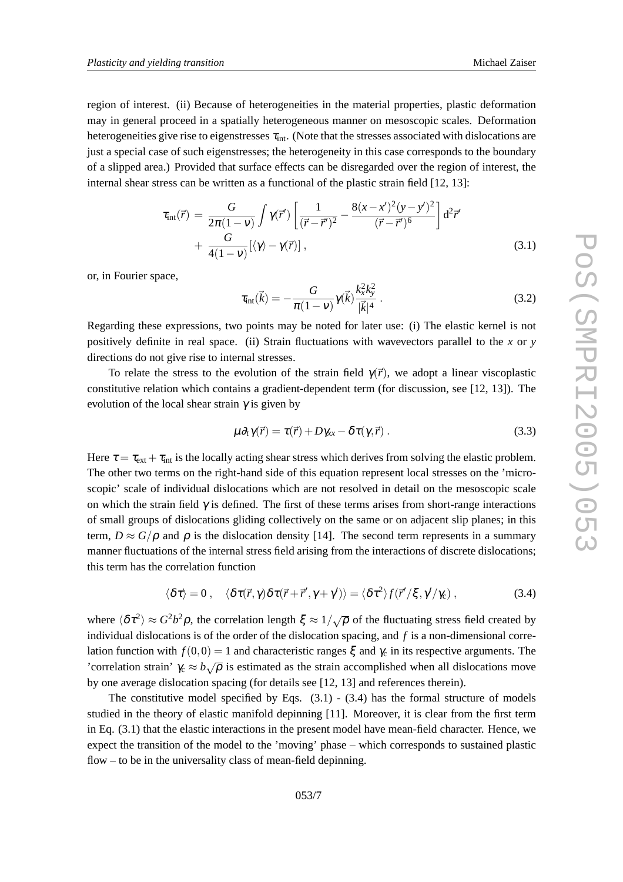region of interest. (ii) Because of heterogeneities in the material properties, plastic deformation may in general proceed in a spatially heterogeneous manner on mesoscopic scales. Deformation heterogeneities give rise to eigenstresses $\tau_{\rm int}$. (Note that the stresses associated with dislocations are just a special case of such eigenstresses; the heterogeneity in this case corresponds to the boundary of a slipped area.) Provided that surface effects can be disregarded over the region of interest, the internal shear stress can be written as a functional of the plastic strain field [12, 13]:

$$
\begin{aligned}
\tau_{\rm int}(\vec{r}) \;=\; & \frac{G}{2\pi(1-\nu)} \int \gamma(\vec{r}') \left[ \frac{1}{(\vec{r}-\vec{r}')^2} - \frac{8(x-x')^2(y-y')^2}{(\vec{r}-\vec{r}')^6} \right] \mathrm{d}^2\vec{r}' \\
& + \frac{G}{4(1-\nu)} \left[ \langle \gamma \rangle - \gamma(\vec{r}) \right] ,
\end{aligned} \tag{3.1}
$$

or, in Fourier space,

$$
\tau_{\rm int}(\vec{k}) = -\frac{G}{\pi(1-\nu)} \gamma(\vec{k}) \frac{k_x^2 k_y^2}{|\vec{k}|^4} . \tag{3.2}
$$

Regarding these expressions, two points may be noted for later use: (i) The elastic kernel is not positively definite in real space. (ii) Strain fluctuations with wavevectors parallel to the $x$ or $y$ directions do not give rise to internal stresses.

To relate the stress to the evolution of the strain field $\gamma(\vec{r})$, we adopt a linear viscoplastic constitutive relation which contains a gradient-dependent term (for discussion, see [12, 13]). The evolution of the local shear strain $\gamma$ is given by

$$
\mu \partial_t \gamma(\vec{r}) = \tau(\vec{r}) + D\gamma_{xx} - \delta\tau(\gamma, \vec{r}) . \tag{3.3}
$$

Here $\tau = \tau_{\rm ext} + \tau_{\rm int}$ is the locally acting shear stress which derives from solving the elastic problem. The other two terms on the right-hand side of this equation represent local stresses on the 'microscopic' scale of individual dislocations which are not resolved in detail on the mesoscopic scale on which the strain field $\gamma$ is defined. The first of these terms arises from short-range interactions of small groups of dislocations gliding collectively on the same or on adjacent slip planes; in this term, $D \approx G/\rho$ and $\rho$ is the dislocation density [14]. The second term represents in a summary manner fluctuations of the internal stress field arising from the interactions of discrete dislocations; this term has the correlation function

$$
\langle \delta\tau \rangle = 0 \,, \quad \langle \delta\tau(\vec{r}, \gamma) \delta\tau(\vec{r}+\vec{r}', \gamma+\gamma') \rangle = \langle \delta\tau^2 \rangle f(\vec{r}'/\xi, \gamma'/\gamma_c) \,, \tag{3.4}
$$

where $\langle \delta\tau^2 \rangle \approx G^2 b^2 \rho$, the correlation length $\xi \approx 1/\sqrt{\rho}$ of the fluctuating stress field created by individual dislocations is of the order of the dislocation spacing, and $f$ is a non-dimensional correlation function with $f(0,0) = 1$ and characteristic ranges $\xi$ and $\gamma_c$ in its respective arguments. The 'correlation strain' $\gamma_c \approx b\sqrt{\rho}$ is estimated as the strain accomplished when all dislocations move by one average dislocation spacing (for details see [12, 13] and references therein).

The constitutive model specified by Eqs. (3.1) - (3.4) has the formal structure of models studied in the theory of elastic manifold depinning [11]. Moreover, it is clear from the first term in Eq. (3.1) that the elastic interactions in the present model have mean-field character. Hence, we expect the transition of the model to the 'moving' phase – which corresponds to sustained plastic flow – to be in the universality class of mean-field depinning.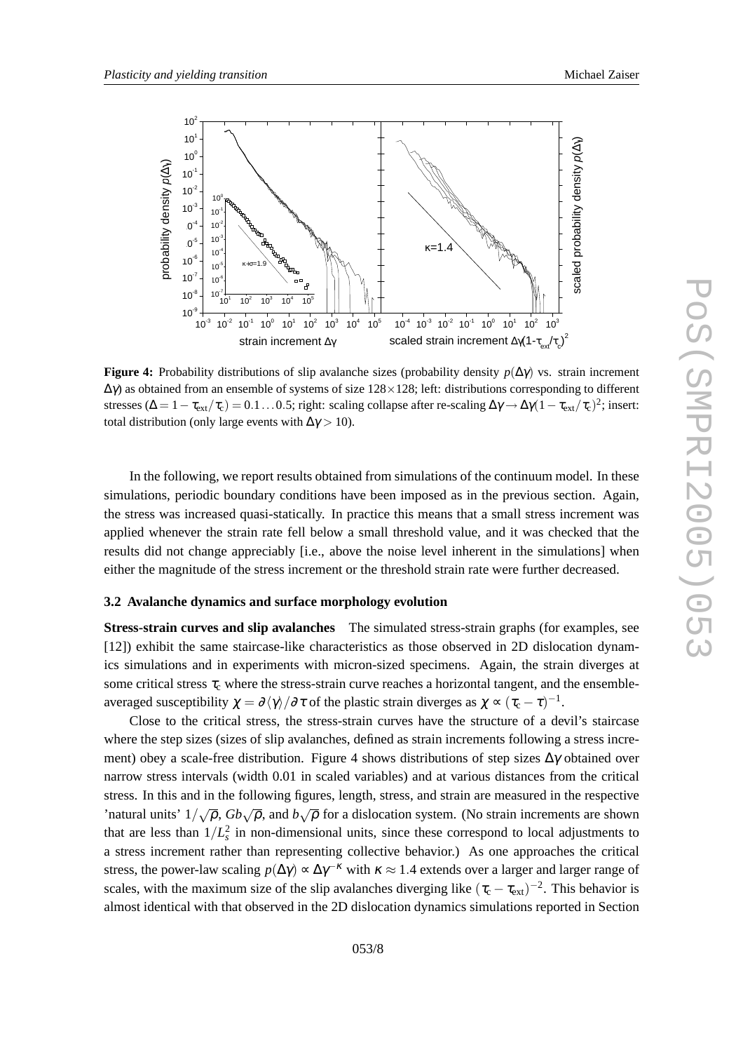**Figure 4:** Probability distributions of slip avalanche sizes (probability density $p(\Delta\gamma)$ vs. strain increment $\Delta\gamma$) as obtained from an ensemble of systems of size $128 \times 128$; left: distributions corresponding to different stresses ($\Delta = 1 - \tau_{\rm ext}/\tau_{\rm c}) = 0.1 \ldots 0.5$; right: scaling collapse after re-scaling $\Delta\gamma \to \Delta\gamma(1 - \tau_{\rm ext}/\tau_{\rm c})^2$; insert: total distribution (only large events with $\Delta\gamma > 10$).

In the following, we report results obtained from simulations of the continuum model. In these simulations, periodic boundary conditions have been imposed as in the previous section. Again, the stress was increased quasi-statically. In practice this means that a small stress increment was applied whenever the strain rate fell below a small threshold value, and it was checked that the results did not change appreciably [i.e., above the noise level inherent in the simulations] when either the magnitude of the stress increment or the threshold strain rate were further decreased.

### 3.2 Avalanche dynamics and surface morphology evolution

**Stress-strain curves and slip avalanches** The simulated stress-strain graphs (for examples, see [12]) exhibit the same staircase-like characteristics as those observed in 2D dislocation dynamics simulations and in experiments with micron-sized specimens. Again, the strain diverges at some critical stress $\tau_{\rm c}$ where the stress-strain curve reaches a horizontal tangent, and the ensemble-averaged susceptibility $\chi = \partial\langle\gamma\rangle/\partial\tau$ of the plastic strain diverges as $\chi \propto (\tau_{\rm c} - \tau)^{-1}$.

Close to the critical stress, the stress-strain curves have the structure of a devil's staircase where the step sizes (sizes of slip avalanches, defined as strain increments following a stress increment) obey a scale-free distribution. Figure 4 shows distributions of step sizes $\Delta\gamma$ obtained over narrow stress intervals (width 0.01 in scaled variables) and at various distances from the critical stress. In this and in the following figures, length, stress, and strain are measured in the respective 'natural units' $1/\sqrt{\rho}$, $Gb\sqrt{\rho}$, and $b\sqrt{\rho}$ for a dislocation system. (No strain increments are shown that are less than $1/L_s^2$ in non-dimensional units, since these correspond to local adjustments to a stress increment rather than representing collective behavior.) As one approaches the critical stress, the power-law scaling $p(\Delta\gamma) \propto \Delta\gamma^{-\kappa}$ with $\kappa \approx 1.4$ extends over a larger and larger range of scales, with the maximum size of the slip avalanches diverging like $(\tau_{\rm c} - \tau_{\rm ext})^{-2}$. This behavior is almost identical with that observed in the 2D dislocation dynamics simulations reported in Section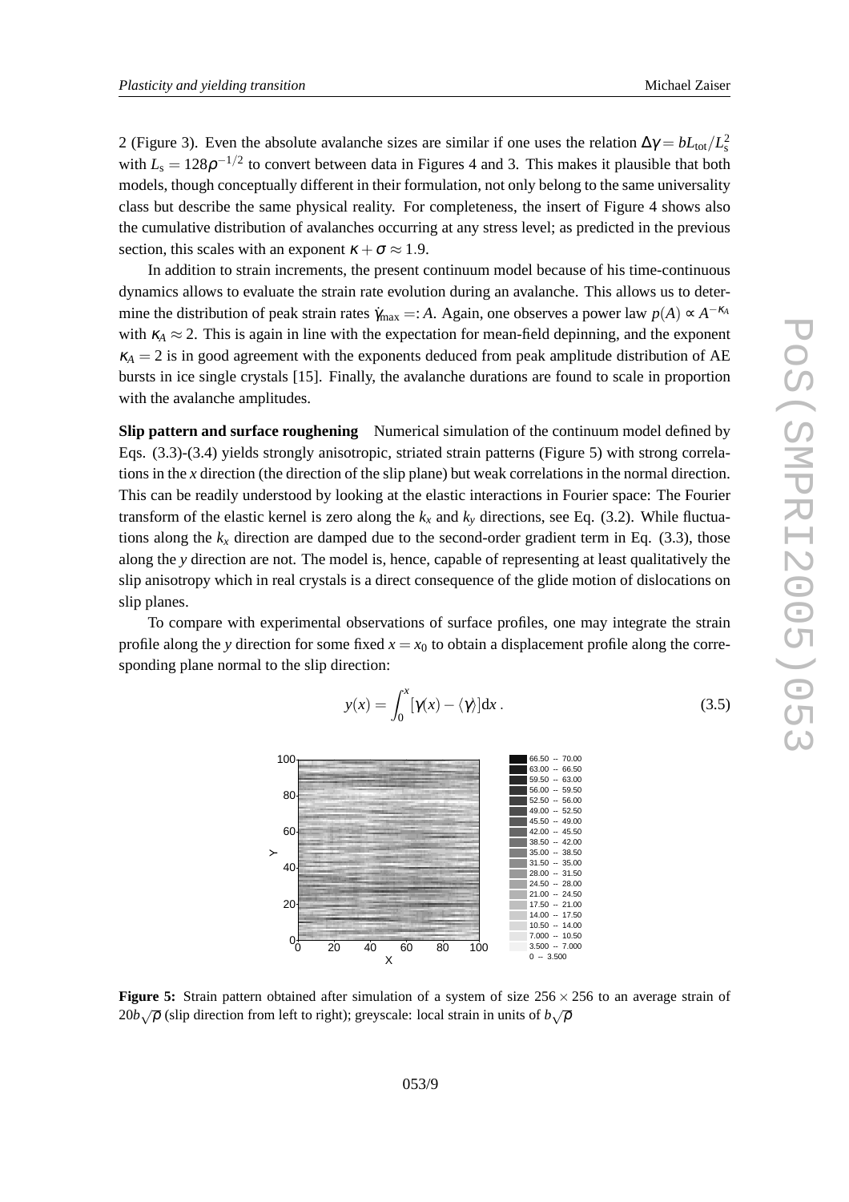2 (Figure 3). Even the absolute avalanche sizes are similar if one uses the relation $\Delta\gamma = bL_{\rm tot}/L_{\rm s}^2$ with $L_{\rm s} = 128\rho^{-1/2}$ to convert between data in Figures 4 and 3. This makes it plausible that both models, though conceptually different in their formulation, not only belong to the same universality class but describe the same physical reality. For completeness, the insert of Figure 4 shows also the cumulative distribution of avalanches occurring at any stress level; as predicted in the previous section, this scales with an exponent $\kappa + \sigma \approx 1.9$.

In addition to strain increments, the present continuum model because of his time-continuous dynamics allows to evaluate the strain rate evolution during an avalanche. This allows us to determine the distribution of peak strain rates $\dot{\gamma}_{\max} =: A$. Again, one observes a power law $p(A) \propto A^{-\kappa_A}$ with $\kappa_A \approx 2$. This is again in line with the expectation for mean-field depinning, and the exponent $\kappa_A = 2$ is in good agreement with the exponents deduced from peak amplitude distribution of AE bursts in ice single crystals [15]. Finally, the avalanche durations are found to scale in proportion with the avalanche amplitudes.

**Slip pattern and surface roughening** Numerical simulation of the continuum model defined by Eqs. (3.3)-(3.4) yields strongly anisotropic, striated strain patterns (Figure 5) with strong correlations in the $x$ direction (the direction of the slip plane) but weak correlations in the normal direction. This can be readily understood by looking at the elastic interactions in Fourier space: The Fourier transform of the elastic kernel is zero along the $k_x$ and $k_y$ directions, see Eq. (3.2). While fluctuations along the $k_x$ direction are damped due to the second-order gradient term in Eq. (3.3), those along the $y$ direction are not. The model is, hence, capable of representing at least qualitatively the slip anisotropy which in real crystals is a direct consequence of the glide motion of dislocations on slip planes.

To compare with experimental observations of surface profiles, one may integrate the strain profile along the $y$ direction for some fixed $x = x_0$ to obtain a displacement profile along the corresponding plane normal to the slip direction:

$$y(x) = \int_0^x [\gamma(x) - \langle\gamma\rangle] \mathrm{d}x\,. \tag{3.5}$$

**Figure 5:** Strain pattern obtained after simulation of a system of size $256 \times 256$ to an average strain of $20b\sqrt{\rho}$ (slip direction from left to right); greyscale: local strain in units of $b\sqrt{\rho}$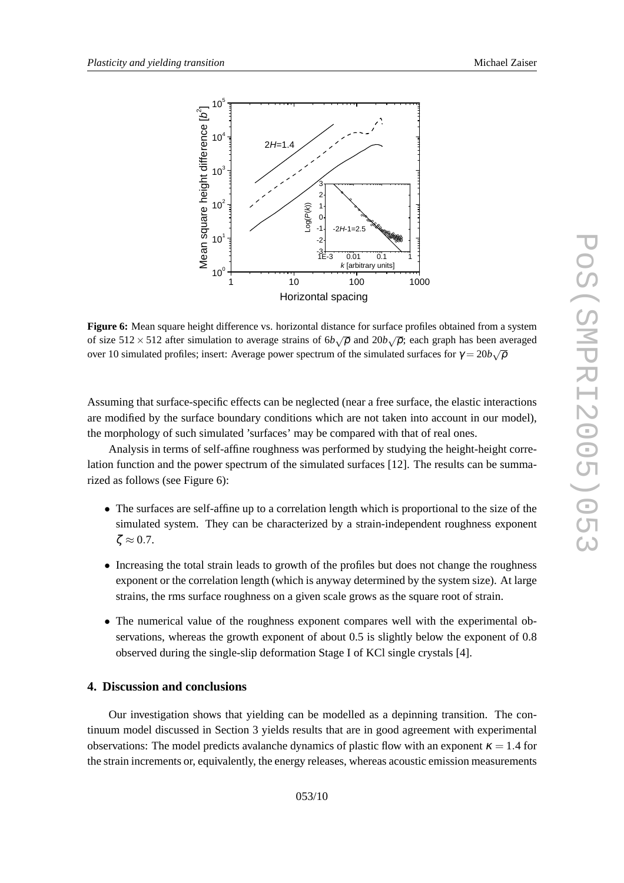**Figure 6:** Mean square height difference vs. horizontal distance for surface profiles obtained from a system of size $512 \times 512$ after simulation to average strains of $6b\sqrt{\rho}$ and $20b\sqrt{\rho}$; each graph has been averaged over 10 simulated profiles; insert: Average power spectrum of the simulated surfaces for $\gamma = 20b\sqrt{\rho}$

Assuming that surface-specific effects can be neglected (near a free surface, the elastic interactions are modified by the surface boundary conditions which are not taken into account in our model), the morphology of such simulated 'surfaces' may be compared with that of real ones.

Analysis in terms of self-affine roughness was performed by studying the height-height correlation function and the power spectrum of the simulated surfaces [12]. The results can be summarized as follows (see Figure 6):

- The surfaces are self-affine up to a correlation length which is proportional to the size of the simulated system. They can be characterized by a strain-independent roughness exponent $\zeta \approx 0.7$.
- Increasing the total strain leads to growth of the profiles but does not change the roughness exponent or the correlation length (which is anyway determined by the system size). At large strains, the rms surface roughness on a given scale grows as the square root of strain.
- The numerical value of the roughness exponent compares well with the experimental observations, whereas the growth exponent of about 0.5 is slightly below the exponent of 0.8 observed during the single-slip deformation Stage I of KCl single crystals [4].

## 4. Discussion and conclusions

Our investigation shows that yielding can be modelled as a depinning transition. The continuum model discussed in Section 3 yields results that are in good agreement with experimental observations: The model predicts avalanche dynamics of plastic flow with an exponent $\kappa = 1.4$ for the strain increments or, equivalently, the energy releases, whereas acoustic emission measurements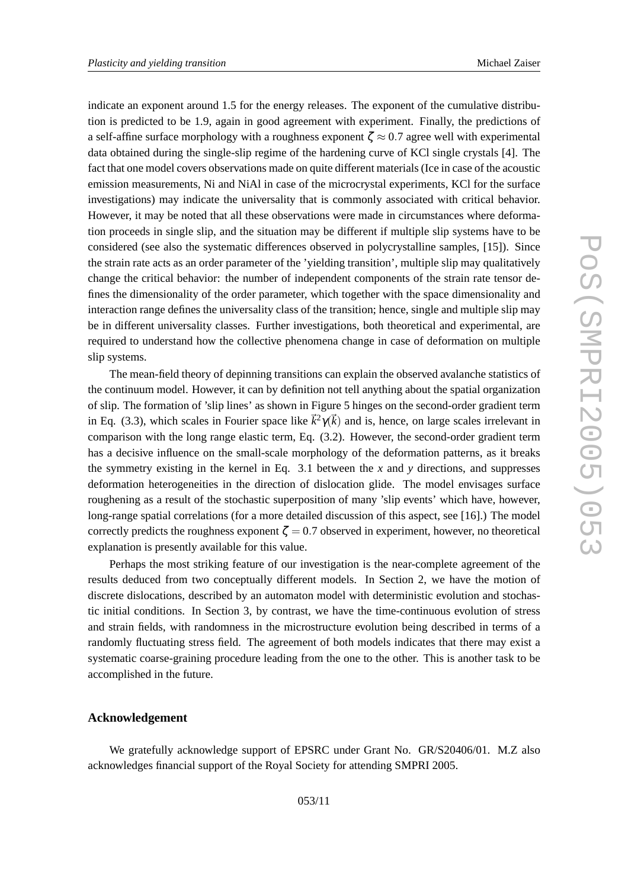indicate an exponent around 1.5 for the energy releases. The exponent of the cumulative distribution is predicted to be 1.9, again in good agreement with experiment. Finally, the predictions of a self-affine surface morphology with a roughness exponent $\zeta \approx 0.7$ agree well with experimental data obtained during the single-slip regime of the hardening curve of KCl single crystals [4]. The fact that one model covers observations made on quite different materials (Ice in case of the acoustic emission measurements, Ni and NiAl in case of the microcrystal experiments, KCl for the surface investigations) may indicate the universality that is commonly associated with critical behavior. However, it may be noted that all these observations were made in circumstances where deformation proceeds in single slip, and the situation may be different if multiple slip systems have to be considered (see also the systematic differences observed in polycrystalline samples, [15]). Since the strain rate acts as an order parameter of the 'yielding transition', multiple slip may qualitatively change the critical behavior: the number of independent components of the strain rate tensor defines the dimensionality of the order parameter, which together with the space dimensionality and interaction range defines the universality class of the transition; hence, single and multiple slip may be in different universality classes. Further investigations, both theoretical and experimental, are required to understand how the collective phenomena change in case of deformation on multiple slip systems.

The mean-field theory of depinning transitions can explain the observed avalanche statistics of the continuum model. However, it can by definition not tell anything about the spatial organization of slip. The formation of 'slip lines' as shown in Figure 5 hinges on the second-order gradient term in Eq. (3.3), which scales in Fourier space like $\vec{k}^2\gamma(\vec{k})$ and is, hence, on large scales irrelevant in comparison with the long range elastic term, Eq. (3.2). However, the second-order gradient term has a decisive influence on the small-scale morphology of the deformation patterns, as it breaks the symmetry existing in the kernel in Eq. 3.1 between the $x$ and $y$ directions, and suppresses deformation heterogeneities in the direction of dislocation glide. The model envisages surface roughening as a result of the stochastic superposition of many 'slip events' which have, however, long-range spatial correlations (for a more detailed discussion of this aspect, see [16].) The model correctly predicts the roughness exponent $\zeta = 0.7$ observed in experiment, however, no theoretical explanation is presently available for this value.

Perhaps the most striking feature of our investigation is the near-complete agreement of the results deduced from two conceptually different models. In Section 2, we have the motion of discrete dislocations, described by an automaton model with deterministic evolution and stochastic initial conditions. In Section 3, by contrast, we have the time-continuous evolution of stress and strain fields, with randomness in the microstructure evolution being described in terms of a randomly fluctuating stress field. The agreement of both models indicates that there may exist a systematic coarse-graining procedure leading from the one to the other. This is another task to be accomplished in the future.

### Acknowledgement

We gratefully acknowledge support of EPSRC under Grant No. GR/S20406/01. M.Z also acknowledges financial support of the Royal Society for attending SMPRI 2005.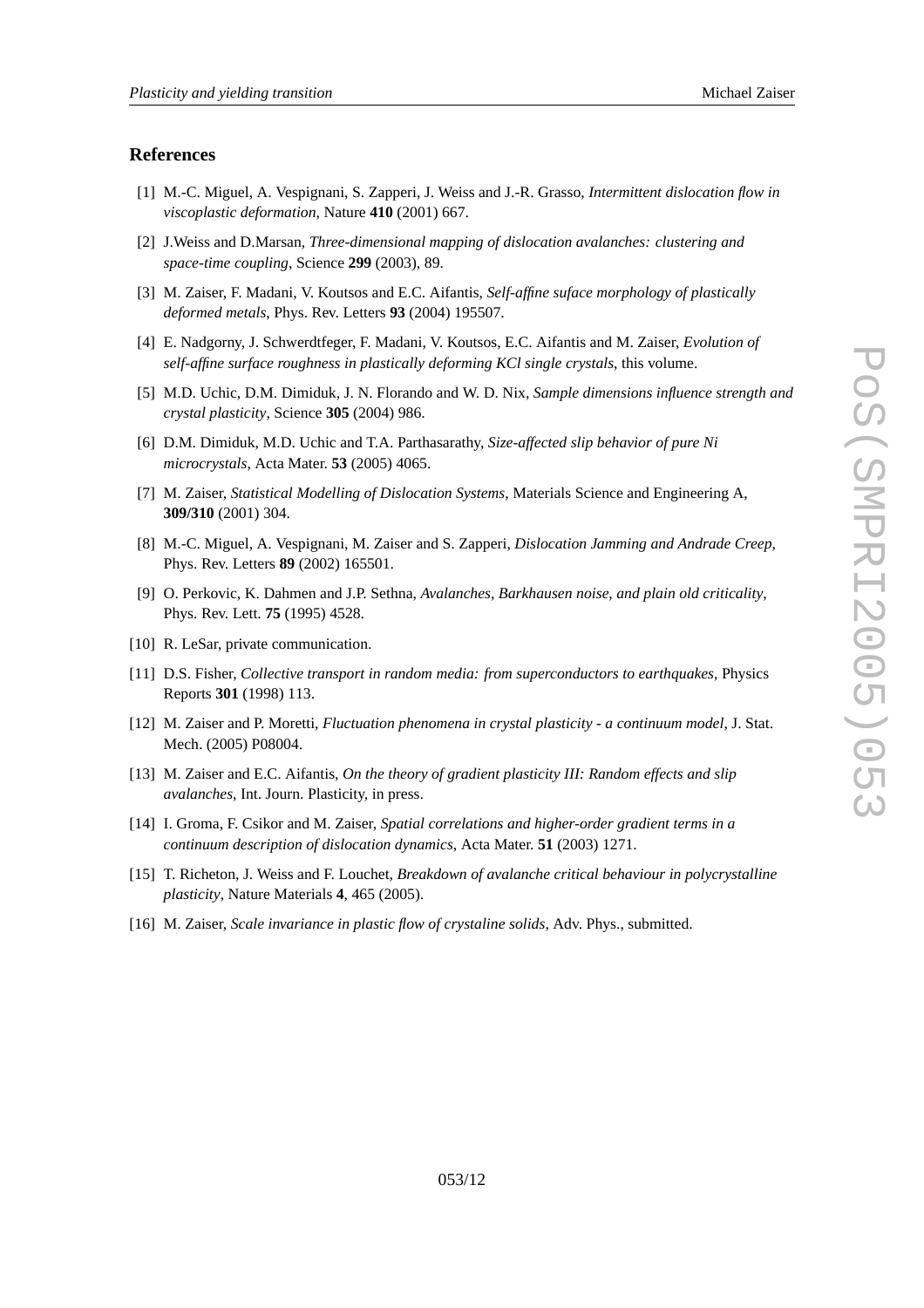## References

[1] M.-C. Miguel, A. Vespignani, S. Zapperi, J. Weiss and J.-R. Grasso, *Intermittent dislocation flow in viscoplastic deformation*, Nature **410** (2001) 667.

[2] J.Weiss and D.Marsan, *Three-dimensional mapping of dislocation avalanches: clustering and space-time coupling*, Science **299** (2003), 89.

[3] M. Zaiser, F. Madani, V. Koutsos and E.C. Aifantis, *Self-affine suface morphology of plastically deformed metals*, Phys. Rev. Letters **93** (2004) 195507.

[4] E. Nadgorny, J. Schwerdtfeger, F. Madani, V. Koutsos, E.C. Aifantis and M. Zaiser, *Evolution of self-affine surface roughness in plastically deforming KCl single crystals*, this volume.

[5] M.D. Uchic, D.M. Dimiduk, J. N. Florando and W. D. Nix, *Sample dimensions influence strength and crystal plasticity*, Science **305** (2004) 986.

[6] D.M. Dimiduk, M.D. Uchic and T.A. Parthasarathy, *Size-affected slip behavior of pure Ni microcrystals*, Acta Mater. **53** (2005) 4065.

[7] M. Zaiser, *Statistical Modelling of Dislocation Systems*, Materials Science and Engineering A, **309/310** (2001) 304.

[8] M.-C. Miguel, A. Vespignani, M. Zaiser and S. Zapperi, *Dislocation Jamming and Andrade Creep*, Phys. Rev. Letters **89** (2002) 165501.

[9] O. Perkovic, K. Dahmen and J.P. Sethna, *Avalanches, Barkhausen noise, and plain old criticality*, Phys. Rev. Lett. **75** (1995) 4528.

[10] R. LeSar, private communication.

[11] D.S. Fisher, *Collective transport in random media: from superconductors to earthquakes*, Physics Reports **301** (1998) 113.

[12] M. Zaiser and P. Moretti, *Fluctuation phenomena in crystal plasticity - a continuum model*, J. Stat. Mech. (2005) P08004.

[13] M. Zaiser and E.C. Aifantis, *On the theory of gradient plasticity III: Random effects and slip avalanches*, Int. Journ. Plasticity, in press.

[14] I. Groma, F. Csikor and M. Zaiser, *Spatial correlations and higher-order gradient terms in a continuum description of dislocation dynamics*, Acta Mater. **51** (2003) 1271.

[15] T. Richeton, J. Weiss and F. Louchet, *Breakdown of avalanche critical behaviour in polycrystalline plasticity*, Nature Materials **4**, 465 (2005).

[16] M. Zaiser, *Scale invariance in plastic flow of crystaline solids*, Adv. Phys., submitted.